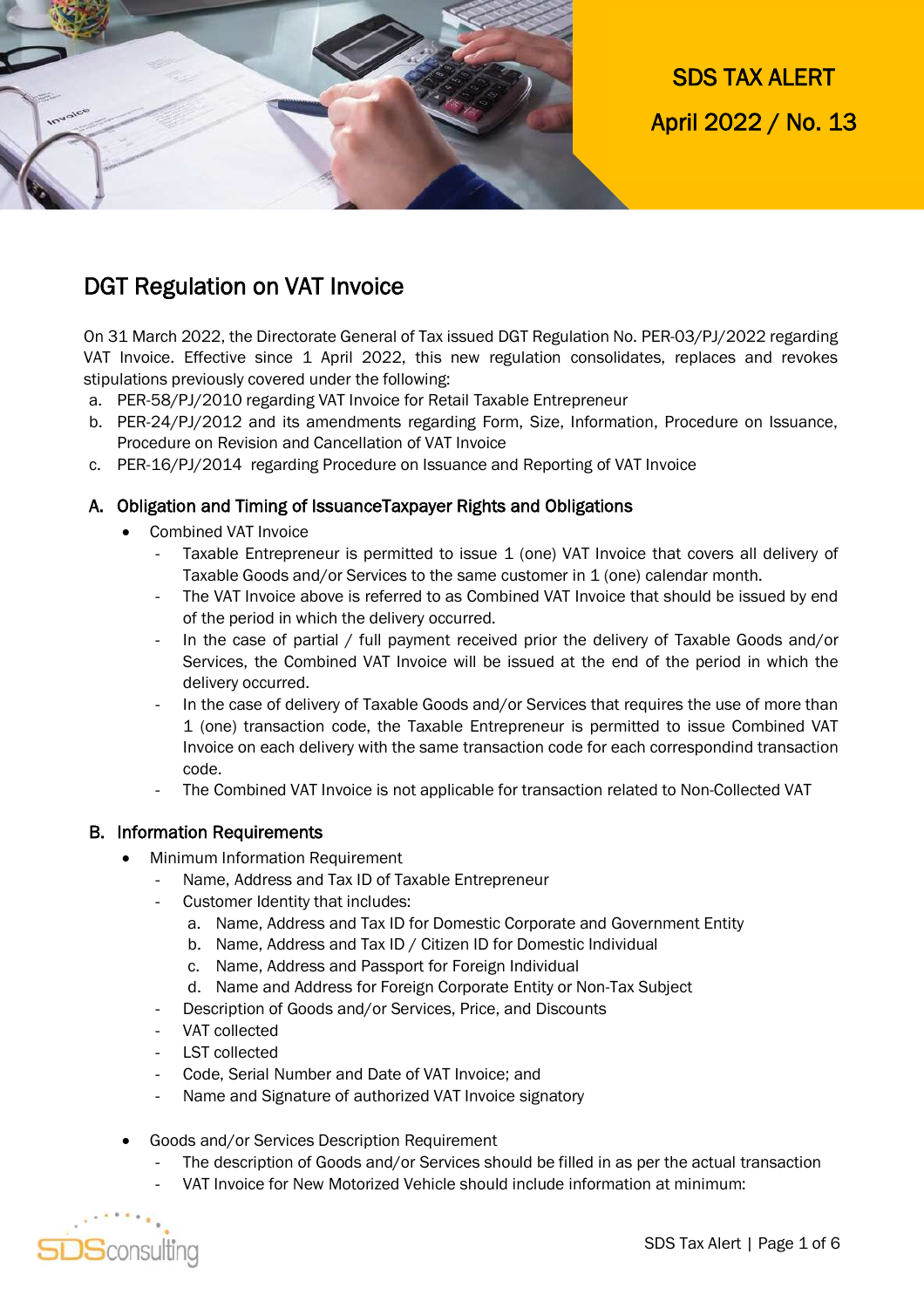SDS TAX ALERT

April 2022 / No. 13

# DGT Regulation on VAT Invoice

On 31 March 2022, the Directorate General of Tax issued DGT Regulation No. PER-03/PJ/2022 regarding VAT Invoice. Effective since 1 April 2022, this new regulation consolidates, replaces and revokes stipulations previously covered under the following:

a. PER-58/PJ/2010 regarding VAT Invoice for Retail Taxable Entrepreneur
b. PER-24/PJ/2012 and its amendments regarding Form, Size, Information, Procedure on Issuance, Procedure on Revision and Cancellation of VAT Invoice
c. PER-16/PJ/2014 regarding Procedure on Issuance and Reporting of VAT Invoice

## A. Obligation and Timing of IssuanceTaxpayer Rights and Obligations

- Combined VAT Invoice
  - Taxable Entrepreneur is permitted to issue 1 (one) VAT Invoice that covers all delivery of Taxable Goods and/or Services to the same customer in 1 (one) calendar month.
  - The VAT Invoice above is referred to as Combined VAT Invoice that should be issued by end of the period in which the delivery occurred.
  - In the case of partial / full payment received prior the delivery of Taxable Goods and/or Services, the Combined VAT Invoice will be issued at the end of the period in which the delivery occurred.
  - In the case of delivery of Taxable Goods and/or Services that requires the use of more than 1 (one) transaction code, the Taxable Entrepreneur is permitted to issue Combined VAT Invoice on each delivery with the same transaction code for each correspondind transaction code.
  - The Combined VAT Invoice is not applicable for transaction related to Non-Collected VAT

## B. Information Requirements

- Minimum Information Requirement
  - Name, Address and Tax ID of Taxable Entrepreneur
  - Customer Identity that includes:
    a. Name, Address and Tax ID for Domestic Corporate and Government Entity
    b. Name, Address and Tax ID / Citizen ID for Domestic Individual
    c. Name, Address and Passport for Foreign Individual
    d. Name and Address for Foreign Corporate Entity or Non-Tax Subject
  - Description of Goods and/or Services, Price, and Discounts
  - VAT collected
  - LST collected
  - Code, Serial Number and Date of VAT Invoice; and
  - Name and Signature of authorized VAT Invoice signatory

- Goods and/or Services Description Requirement
  - The description of Goods and/or Services should be filled in as per the actual transaction
  - VAT Invoice for New Motorized Vehicle should include information at minimum: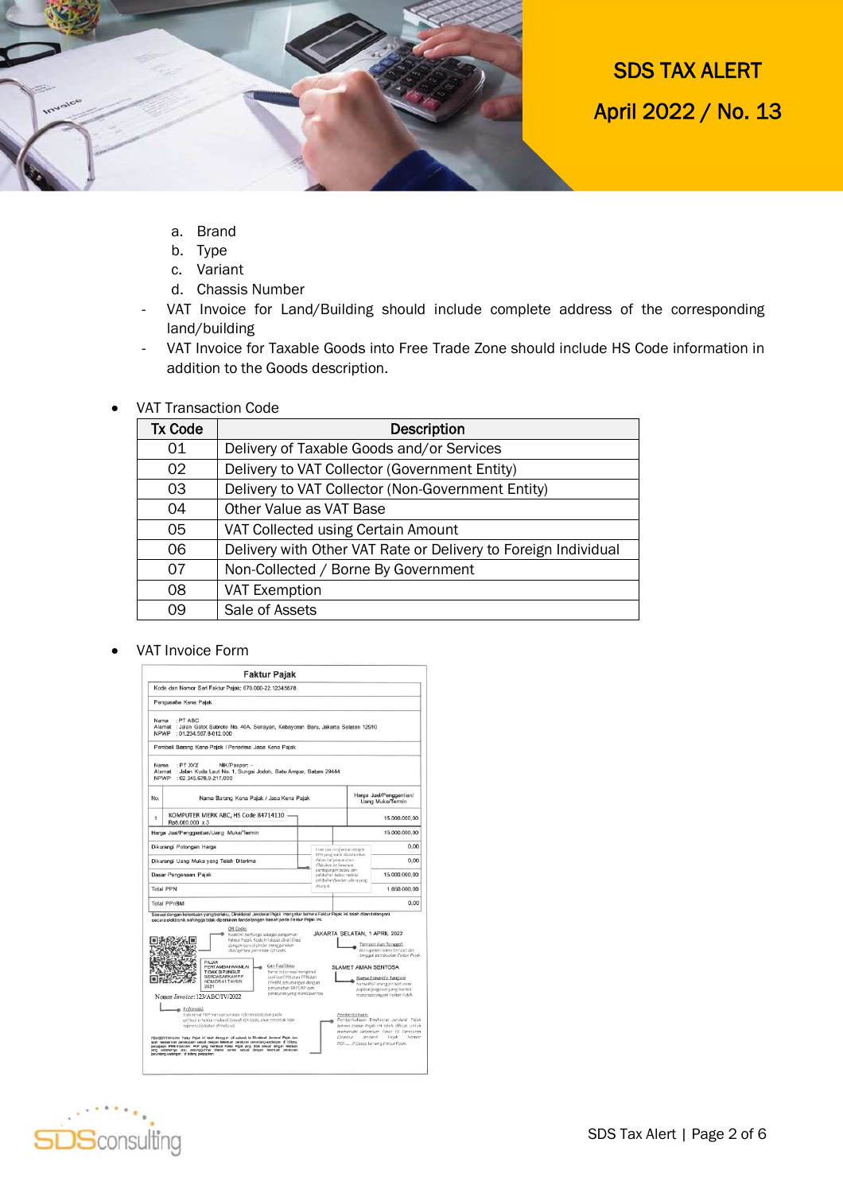a. Brand
b. Type
c. Variant
d. Chassis Number

- VAT Invoice for Land/Building should include complete address of the corresponding land/building
- VAT Invoice for Taxable Goods into Free Trade Zone should include HS Code information in addition to the Goods description.

- VAT Transaction Code

| Tx Code | Description |
|---|---|
| 01 | Delivery of Taxable Goods and/or Services |
| 02 | Delivery to VAT Collector (Government Entity) |
| 03 | Delivery to VAT Collector (Non-Government Entity) |
| 04 | Other Value as VAT Base |
| 05 | VAT Collected using Certain Amount |
| 06 | Delivery with Other VAT Rate or Delivery to Foreign Individual |
| 07 | Non-Collected / Borne By Government |
| 08 | VAT Exemption |
| 09 | Sale of Assets |

- VAT Invoice Form

**Faktur Pajak**

Kode dan Nomor Seri Faktur Pajak: 070.000-22.12345678

Pengusaha Kena Pajak

Nama : PT ABC
Alamat : Jalan Gatot Subroto No. 40A, Senayan, Kebayoran Baru, Jakarta Selatan 12910
NPWP : 01.234.567.8-012.000

Pembeli Barang Kena Pajak / Penerima Jasa Kena Pajak

Nama : PT XYZ NIK/Paspor -
Alamat : Jalan Kuda Laut No. 1, Sungai Jodoh, Batu Ampar, Batam 29444
NPWP : 02.345.678.9-217.000

| No. | Nama Barang Kena Pajak / Jasa Kena Pajak | Harga Jual/Penggantian/ Uang Muka/Termin |
|---|---|---|
| 1 | KOMPUTER MERK ABC, HS Code 84714110 Rp5.000.000 x 3 | 15.000.000,00 |
| | Harga Jual/Penggantian/Uang Muka/Termin | 15.000.000,00 |
| | Dikurangi Potongan Harga | 0,00 |
| | Dikurangi Uang Muka yang Telah Diterima | 0,00 |
| | Dasar Pengenaan Pajak | 15.000.000,00 |
| | Total PPN | 1.650.000,00 |
| | Total PPnBM | 0,00 |

Sesuai dengan ketentuan yang berlaku, Direktorat Jenderal Pajak mengatur bahwa Faktur Pajak ini telah ditandatangani secara elektronik sehingga tidak diperlukan tandatangan basah pada Faktur Pajak ini.

JAKARTA SELATAN, 1 APRIL 2022

SLAMET AMAN SENTOSA

PAJAK PERTAMBAHAN NILAI TIDAK DIPUNGUT BERDASARKAN PP NOMOR 41 TAHUN 2021

Nomor Invoice: 123/ABC/IV/2022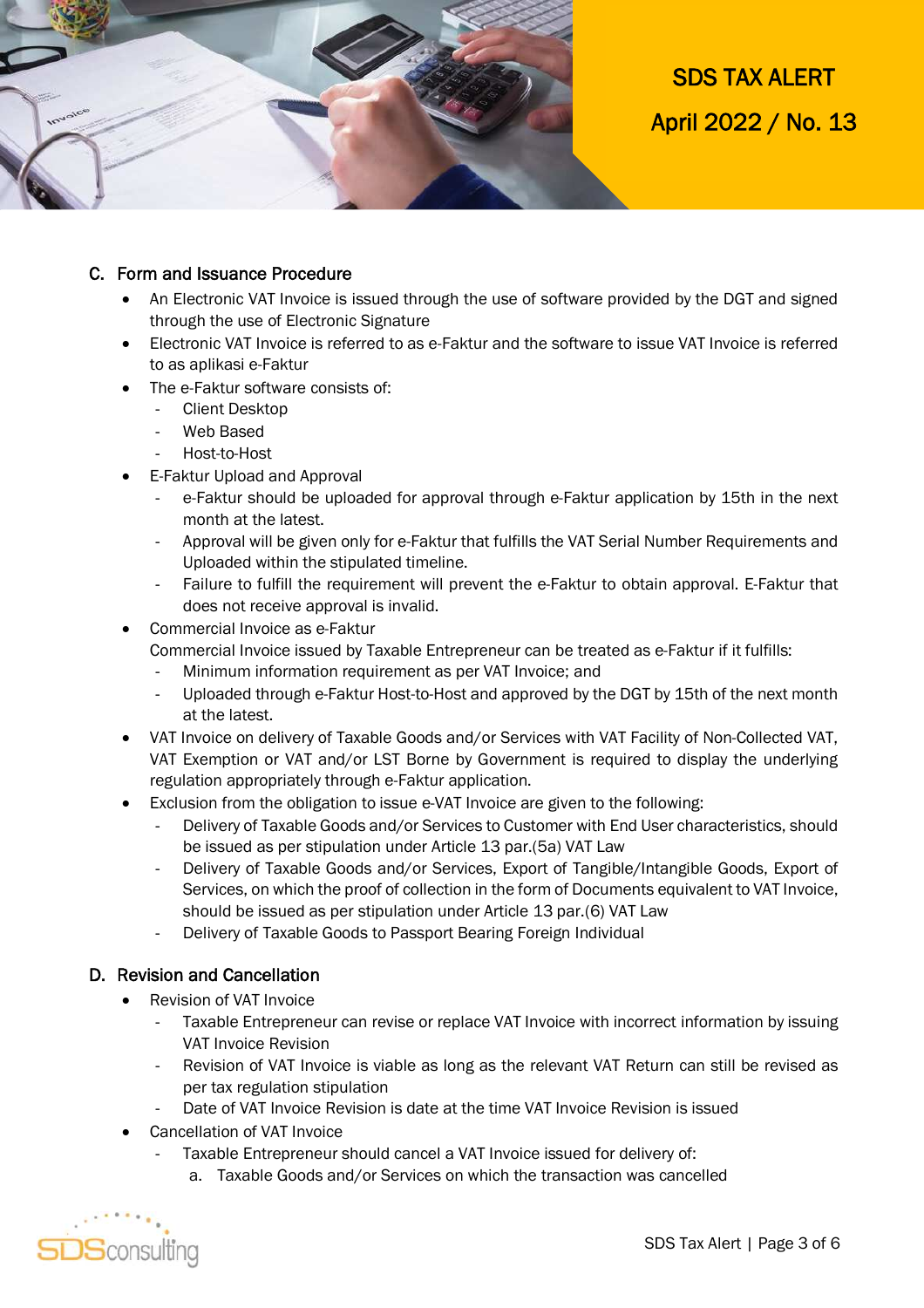## C. Form and Issuance Procedure

- An Electronic VAT Invoice is issued through the use of software provided by the DGT and signed through the use of Electronic Signature
- Electronic VAT Invoice is referred to as e-Faktur and the software to issue VAT Invoice is referred to as aplikasi e-Faktur
- The e-Faktur software consists of:
  - Client Desktop
  - Web Based
  - Host-to-Host
- E-Faktur Upload and Approval
  - e-Faktur should be uploaded for approval through e-Faktur application by 15th in the next month at the latest.
  - Approval will be given only for e-Faktur that fulfills the VAT Serial Number Requirements and Uploaded within the stipulated timeline.
  - Failure to fulfill the requirement will prevent the e-Faktur to obtain approval. E-Faktur that does not receive approval is invalid.
- Commercial Invoice as e-Faktur

  Commercial Invoice issued by Taxable Entrepreneur can be treated as e-Faktur if it fulfills:
  - Minimum information requirement as per VAT Invoice; and
  - Uploaded through e-Faktur Host-to-Host and approved by the DGT by 15th of the next month at the latest.
- VAT Invoice on delivery of Taxable Goods and/or Services with VAT Facility of Non-Collected VAT, VAT Exemption or VAT and/or LST Borne by Government is required to display the underlying regulation appropriately through e-Faktur application.
- Exclusion from the obligation to issue e-VAT Invoice are given to the following:
  - Delivery of Taxable Goods and/or Services to Customer with End User characteristics, should be issued as per stipulation under Article 13 par.(5a) VAT Law
  - Delivery of Taxable Goods and/or Services, Export of Tangible/Intangible Goods, Export of Services, on which the proof of collection in the form of Documents equivalent to VAT Invoice, should be issued as per stipulation under Article 13 par.(6) VAT Law
  - Delivery of Taxable Goods to Passport Bearing Foreign Individual

## D. Revision and Cancellation

- Revision of VAT Invoice
  - Taxable Entrepreneur can revise or replace VAT Invoice with incorrect information by issuing VAT Invoice Revision
  - Revision of VAT Invoice is viable as long as the relevant VAT Return can still be revised as per tax regulation stipulation
  - Date of VAT Invoice Revision is date at the time VAT Invoice Revision is issued
- Cancellation of VAT Invoice
  - Taxable Entrepreneur should cancel a VAT Invoice issued for delivery of:
    a. Taxable Goods and/or Services on which the transaction was cancelled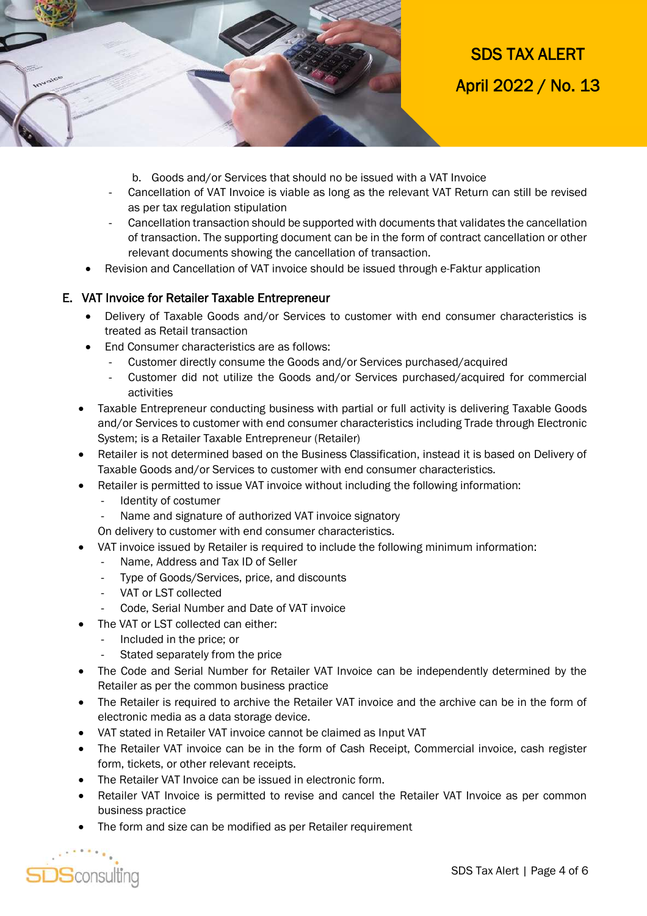b. Goods and/or Services that should no be issued with a VAT Invoice
   - Cancellation of VAT Invoice is viable as long as the relevant VAT Return can still be revised as per tax regulation stipulation
   - Cancellation transaction should be supported with documents that validates the cancellation of transaction. The supporting document can be in the form of contract cancellation or other relevant documents showing the cancellation of transaction.

- Revision and Cancellation of VAT invoice should be issued through e-Faktur application

## E. VAT Invoice for Retailer Taxable Entrepreneur

- Delivery of Taxable Goods and/or Services to customer with end consumer characteristics is treated as Retail transaction
- End Consumer characteristics are as follows:
  - Customer directly consume the Goods and/or Services purchased/acquired
  - Customer did not utilize the Goods and/or Services purchased/acquired for commercial activities
- Taxable Entrepreneur conducting business with partial or full activity is delivering Taxable Goods and/or Services to customer with end consumer characteristics including Trade through Electronic System; is a Retailer Taxable Entrepreneur (Retailer)
- Retailer is not determined based on the Business Classification, instead it is based on Delivery of Taxable Goods and/or Services to customer with end consumer characteristics.
- Retailer is permitted to issue VAT invoice without including the following information:
  - Identity of costumer
  - Name and signature of authorized VAT invoice signatory

  On delivery to customer with end consumer characteristics.
- VAT invoice issued by Retailer is required to include the following minimum information:
  - Name, Address and Tax ID of Seller
  - Type of Goods/Services, price, and discounts
  - VAT or LST collected
  - Code, Serial Number and Date of VAT invoice
- The VAT or LST collected can either:
  - Included in the price; or
  - Stated separately from the price
- The Code and Serial Number for Retailer VAT Invoice can be independently determined by the Retailer as per the common business practice
- The Retailer is required to archive the Retailer VAT invoice and the archive can be in the form of electronic media as a data storage device.
- VAT stated in Retailer VAT invoice cannot be claimed as Input VAT
- The Retailer VAT invoice can be in the form of Cash Receipt, Commercial invoice, cash register form, tickets, or other relevant receipts.
- The Retailer VAT Invoice can be issued in electronic form.
- Retailer VAT Invoice is permitted to revise and cancel the Retailer VAT Invoice as per common business practice
- The form and size can be modified as per Retailer requirement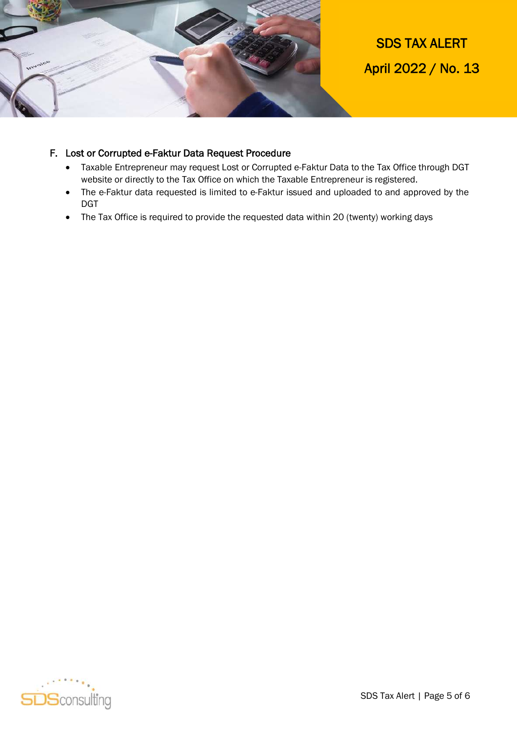## F. Lost or Corrupted e-Faktur Data Request Procedure

- Taxable Entrepreneur may request Lost or Corrupted e-Faktur Data to the Tax Office through DGT website or directly to the Tax Office on which the Taxable Entrepreneur is registered.
- The e-Faktur data requested is limited to e-Faktur issued and uploaded to and approved by the DGT
- The Tax Office is required to provide the requested data within 20 (twenty) working days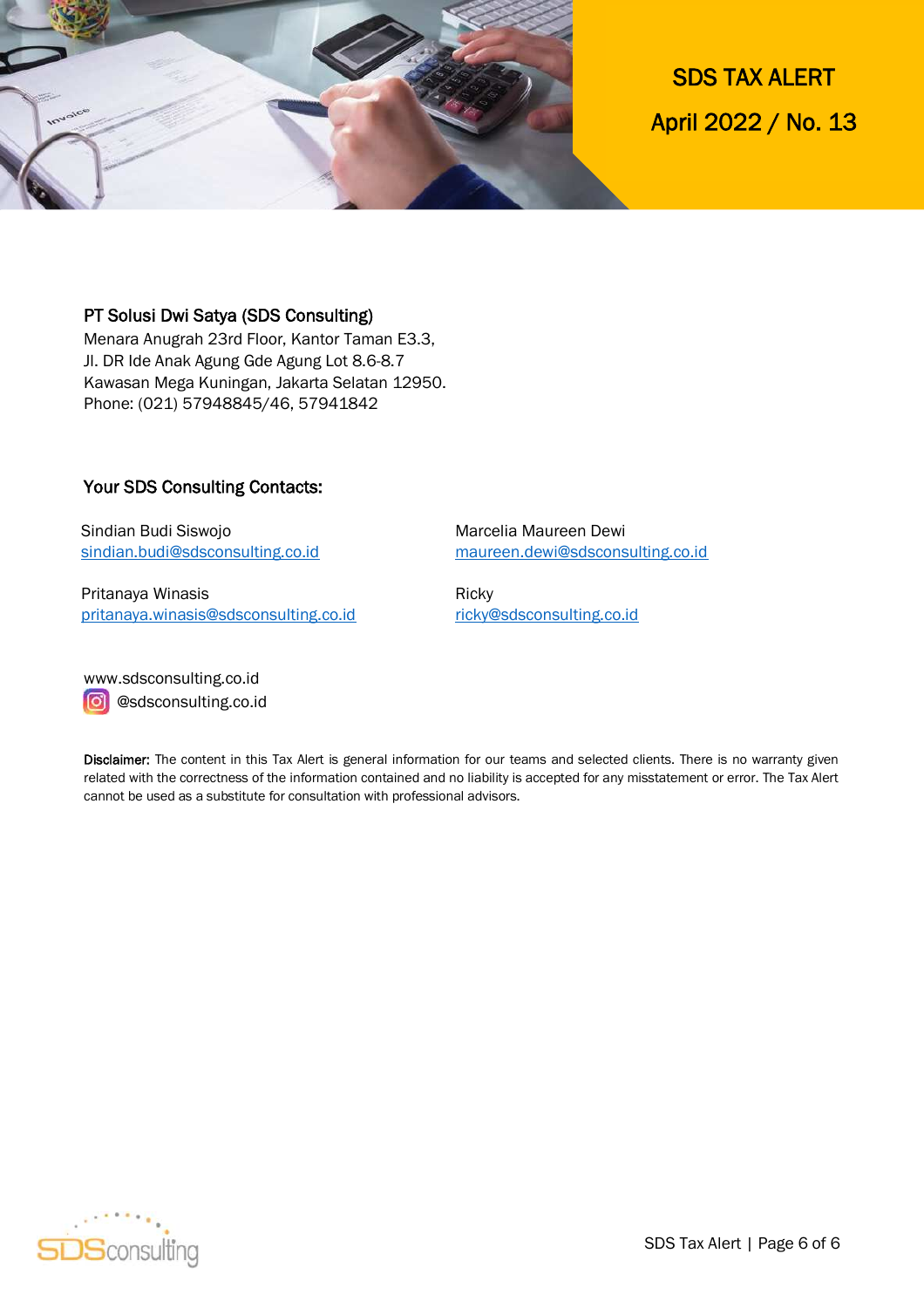SDS TAX ALERT

April 2022 / No. 13

**PT Solusi Dwi Satya (SDS Consulting)**
Menara Anugrah 23rd Floor, Kantor Taman E3.3,
Jl. DR Ide Anak Agung Gde Agung Lot 8.6-8.7
Kawasan Mega Kuningan, Jakarta Selatan 12950.
Phone: (021) 57948845/46, 57941842

## Your SDS Consulting Contacts:

Sindian Budi Siswojo
sindian.budi@sdsconsulting.co.id

Marcelia Maureen Dewi
maureen.dewi@sdsconsulting.co.id

Pritanaya Winasis
pritanaya.winasis@sdsconsulting.co.id

Ricky
ricky@sdsconsulting.co.id

www.sdsconsulting.co.id
@sdsconsulting.co.id

**Disclaimer:** The content in this Tax Alert is general information for our teams and selected clients. There is no warranty given related with the correctness of the information contained and no liability is accepted for any misstatement or error. The Tax Alert cannot be used as a substitute for consultation with professional advisors.